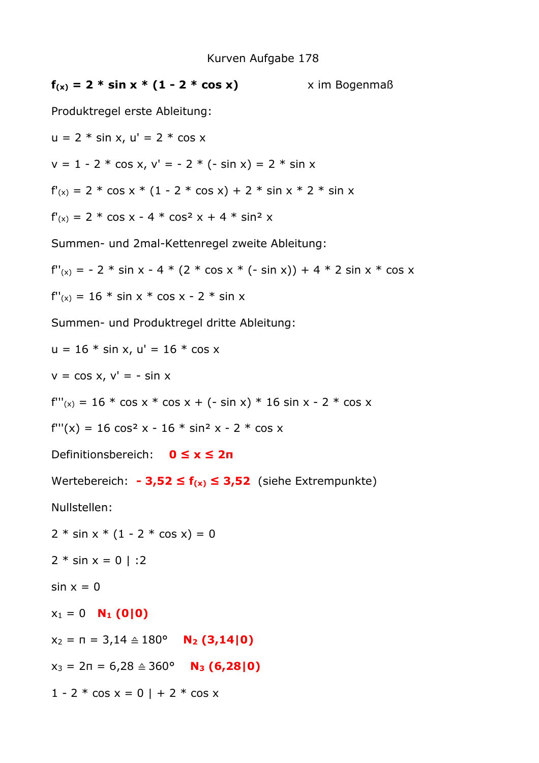# Kurven Aufgabe 178

$f_{(x)} = 2 * \sin x * (1 - 2 * \cos x)$ x im Bogenmaß

Produktregel erste Ableitung:

$u = 2 * \sin x,\ u' = 2 * \cos x$

$v = 1 - 2 * \cos x,\ v' = - 2 * (- \sin x) = 2 * \sin x$

$f'_{(x)} = 2 * \cos x * (1 - 2 * \cos x) + 2 * \sin x * 2 * \sin x$

$f'_{(x)} = 2 * \cos x - 4 * \cos^2 x + 4 * \sin^2 x$

Summen- und 2mal-Kettenregel zweite Ableitung:

$f''_{(x)} = - 2 * \sin x - 4 * (2 * \cos x * (- \sin x)) + 4 * 2 \sin x * \cos x$

$f''_{(x)} = 16 * \sin x * \cos x - 2 * \sin x$

Summen- und Produktregel dritte Ableitung:

$u = 16 * \sin x,\ u' = 16 * \cos x$

$v = \cos x,\ v' = - \sin x$

$f'''_{(x)} = 16 * \cos x * \cos x + (- \sin x) * 16 \sin x - 2 * \cos x$

$f'''(x) = 16 \cos^2 x - 16 * \sin^2 x - 2 * \cos x$

Definitionsbereich: $0 \leq x \leq 2\pi$

Wertebereich: $- 3{,}52 \leq f_{(x)} \leq 3{,}52$ (siehe Extrempunkte)

Nullstellen:

$2 * \sin x * (1 - 2 * \cos x) = 0$

$2 * \sin x = 0 \mid :2$

$\sin x = 0$

$x_1 = 0$ **$N_1$ (0|0)**

$x_2 = \pi = 3{,}14 \triangleq 180°$ **$N_2$ (3,14|0)**

$x_3 = 2\pi = 6{,}28 \triangleq 360°$ **$N_3$ (6,28|0)**

$1 - 2 * \cos x = 0 \mid + 2 * \cos x$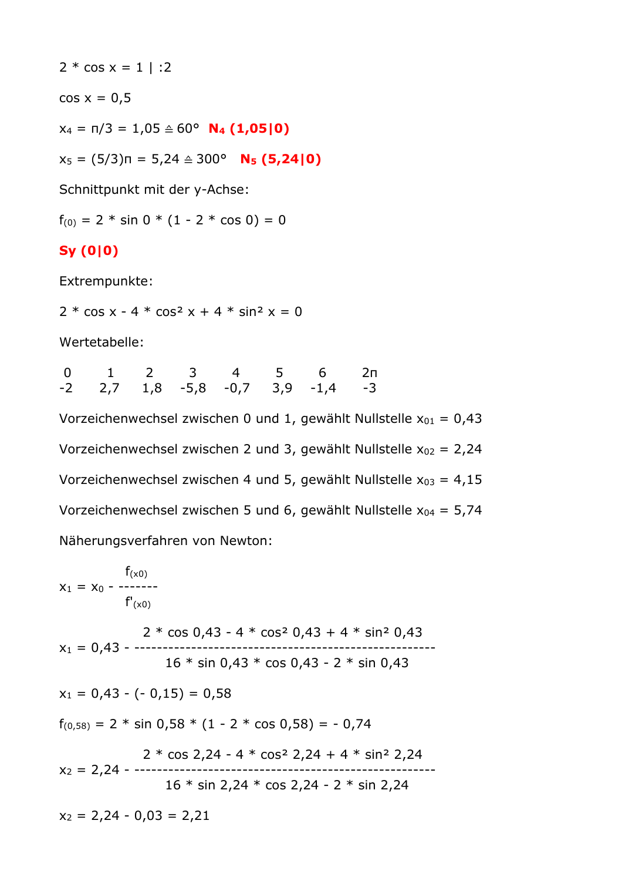$2 * \cos x = 1 \mid :2$

$\cos x = 0{,}5$

$x_4 = \pi/3 = 1{,}05 \triangleq 60°$ **$N_4$ (1,05|0)**

$x_5 = (5/3)\pi = 5{,}24 \triangleq 300°$ **$N_5$ (5,24|0)**

Schnittpunkt mit der y-Achse:

$f_{(0)} = 2 * \sin 0 * (1 - 2 * \cos 0) = 0$

**Sy (0|0)**

Extrempunkte:

$2 * \cos x - 4 * \cos^2 x + 4 * \sin^2 x = 0$

Wertetabelle:

| 0 | 1 | 2 | 3 | 4 | 5 | 6 | $2\pi$ |
|---|---|---|---|---|---|---|---|
| -2 | 2,7 | 1,8 | -5,8 | -0,7 | 3,9 | -1,4 | -3 |

Vorzeichenwechsel zwischen 0 und 1, gewählt Nullstelle $x_{01} = 0{,}43$

Vorzeichenwechsel zwischen 2 und 3, gewählt Nullstelle $x_{02} = 2{,}24$

Vorzeichenwechsel zwischen 4 und 5, gewählt Nullstelle $x_{03} = 4{,}15$

Vorzeichenwechsel zwischen 5 und 6, gewählt Nullstelle $x_{04} = 5{,}74$

Näherungsverfahren von Newton:

$$x_1 = x_0 - \frac{f_{(x0)}}{f'_{(x0)}}$$

$$x_1 = 0{,}43 - \frac{2 * \cos 0{,}43 - 4 * \cos^2 0{,}43 + 4 * \sin^2 0{,}43}{16 * \sin 0{,}43 * \cos 0{,}43 - 2 * \sin 0{,}43}$$

$x_1 = 0{,}43 - (- 0{,}15) = 0{,}58$

$f_{(0,58)} = 2 * \sin 0{,}58 * (1 - 2 * \cos 0{,}58) = - 0{,}74$

$$x_2 = 2{,}24 - \frac{2 * \cos 2{,}24 - 4 * \cos^2 2{,}24 + 4 * \sin^2 2{,}24}{16 * \sin 2{,}24 * \cos 2{,}24 - 2 * \sin 2{,}24}$$

$x_2 = 2{,}24 - 0{,}03 = 2{,}21$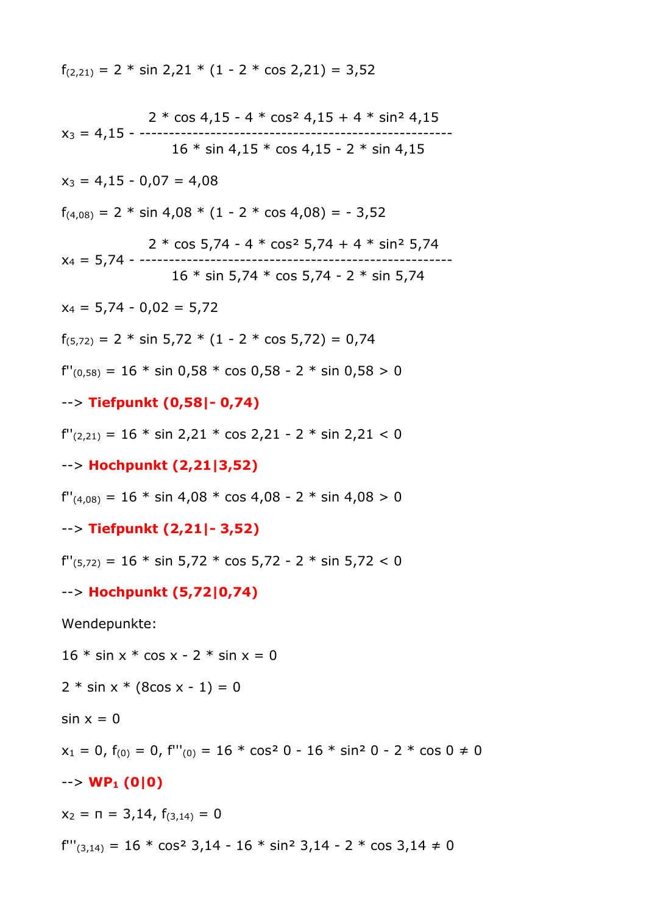$f_{(2,21)} = 2 * \sin 2,21 * (1 - 2 * \cos 2,21) = 3,52$

$$x_3 = 4,15 - \frac{2 * \cos 4,15 - 4 * \cos^2 4,15 + 4 * \sin^2 4,15}{16 * \sin 4,15 * \cos 4,15 - 2 * \sin 4,15}$$

$x_3 = 4,15 - 0,07 = 4,08$

$f_{(4,08)} = 2 * \sin 4,08 * (1 - 2 * \cos 4,08) = - 3,52$

$$x_4 = 5,74 - \frac{2 * \cos 5,74 - 4 * \cos^2 5,74 + 4 * \sin^2 5,74}{16 * \sin 5,74 * \cos 5,74 - 2 * \sin 5,74}$$

$x_4 = 5,74 - 0,02 = 5,72$

$f_{(5,72)} = 2 * \sin 5,72 * (1 - 2 * \cos 5,72) = 0,74$

$f''_{(0,58)} = 16 * \sin 0,58 * \cos 0,58 - 2 * \sin 0,58 > 0$

--> **Tiefpunkt (0,58|- 0,74)**

$f''_{(2,21)} = 16 * \sin 2,21 * \cos 2,21 - 2 * \sin 2,21 < 0$

--> **Hochpunkt (2,21|3,52)**

$f''_{(4,08)} = 16 * \sin 4,08 * \cos 4,08 - 2 * \sin 4,08 > 0$

--> **Tiefpunkt (2,21|- 3,52)**

$f''_{(5,72)} = 16 * \sin 5,72 * \cos 5,72 - 2 * \sin 5,72 < 0$

--> **Hochpunkt (5,72|0,74)**

Wendepunkte:

$16 * \sin x * \cos x - 2 * \sin x = 0$

$2 * \sin x * (8\cos x - 1) = 0$

$\sin x = 0$

$x_1 = 0$, $f_{(0)} = 0$, $f'''_{(0)} = 16 * \cos^2 0 - 16 * \sin^2 0 - 2 * \cos 0 \neq 0$

--> **$WP_1$ (0|0)**

$x_2 = \pi = 3,14$, $f_{(3,14)} = 0$

$f'''_{(3,14)} = 16 * \cos^2 3,14 - 16 * \sin^2 3,14 - 2 * \cos 3,14 \neq 0$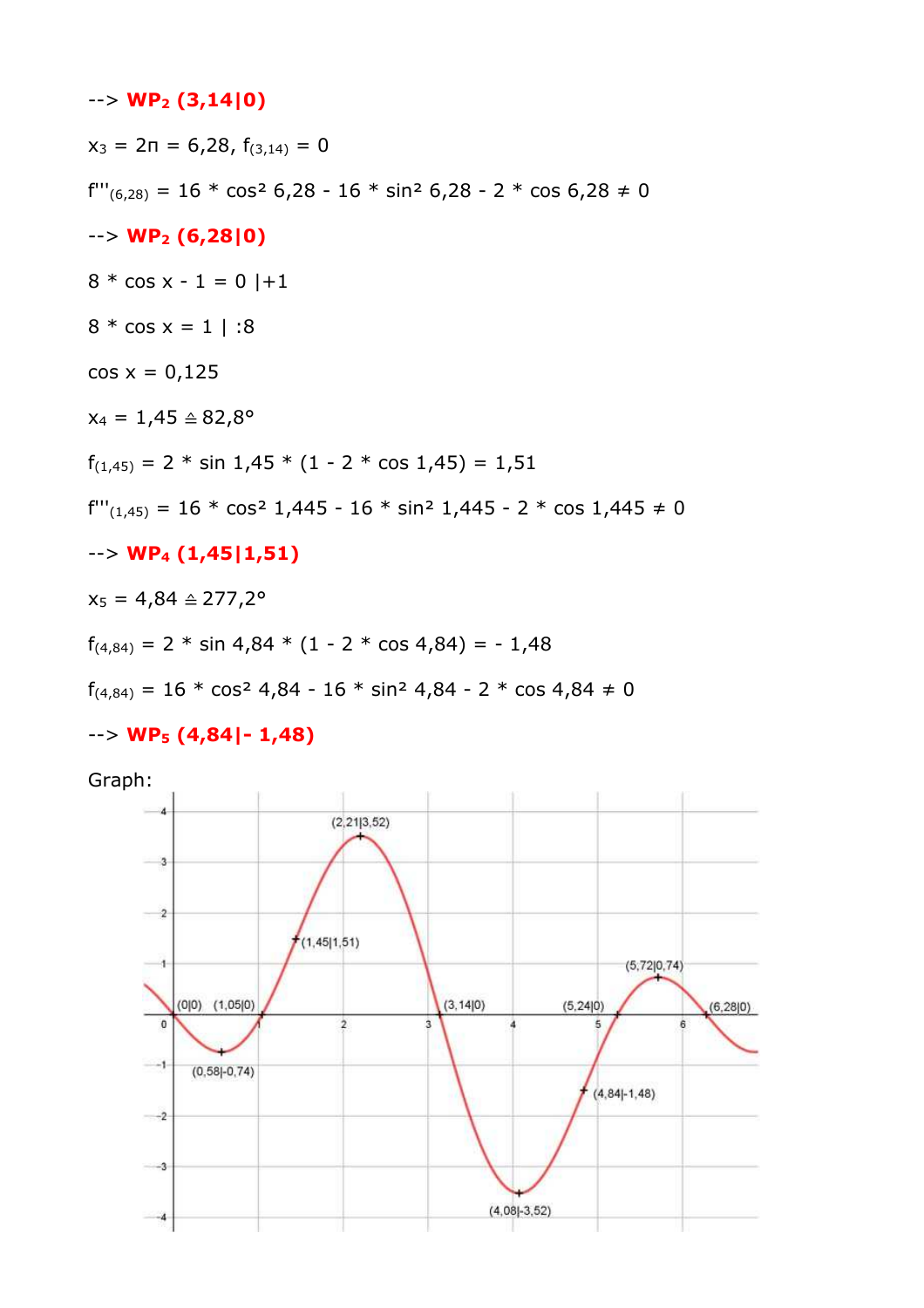--> **WP₂ (3,14|0)**

$x_3 = 2\pi = 6{,}28$, $f_{(3,14)} = 0$

$f'''_{(6,28)} = 16 * \cos^2 6{,}28 - 16 * \sin^2 6{,}28 - 2 * \cos 6{,}28 \neq 0$

--> **$WP_2$ (6,28|0)**

$8 * \cos x - 1 = 0 \mid +1$

$8 * \cos x = 1 \mid :8$

$\cos x = 0{,}125$

$x_4 = 1{,}45 \triangleq 82{,}8°$

$f_{(1,45)} = 2 * \sin 1{,}45 * (1 - 2 * \cos 1{,}45) = 1{,}51$

$f'''_{(1,45)} = 16 * \cos^2 1{,}445 - 16 * \sin^2 1{,}445 - 2 * \cos 1{,}445 \neq 0$

--> **$WP_4$ (1,45|1,51)**

$x_5 = 4{,}84 \triangleq 277{,}2°$

$f_{(4,84)} = 2 * \sin 4{,}84 * (1 - 2 * \cos 4{,}84) = - 1{,}48$

$f_{(4,84)} = 16 * \cos^2 4{,}84 - 16 * \sin^2 4{,}84 - 2 * \cos 4{,}84 \neq 0$

--> **$WP_5$ (4,84|- 1,48)**

Graph:

(2,21|3,52)
(1,45|1,51)
(0|0)
(1,05|0)
(0,58|-0,74)
(3,14|0)
(5,24|0)
(5,72|0,74)
(6,28|0)
(4,84|-1,48)
(4,08|-3,52)